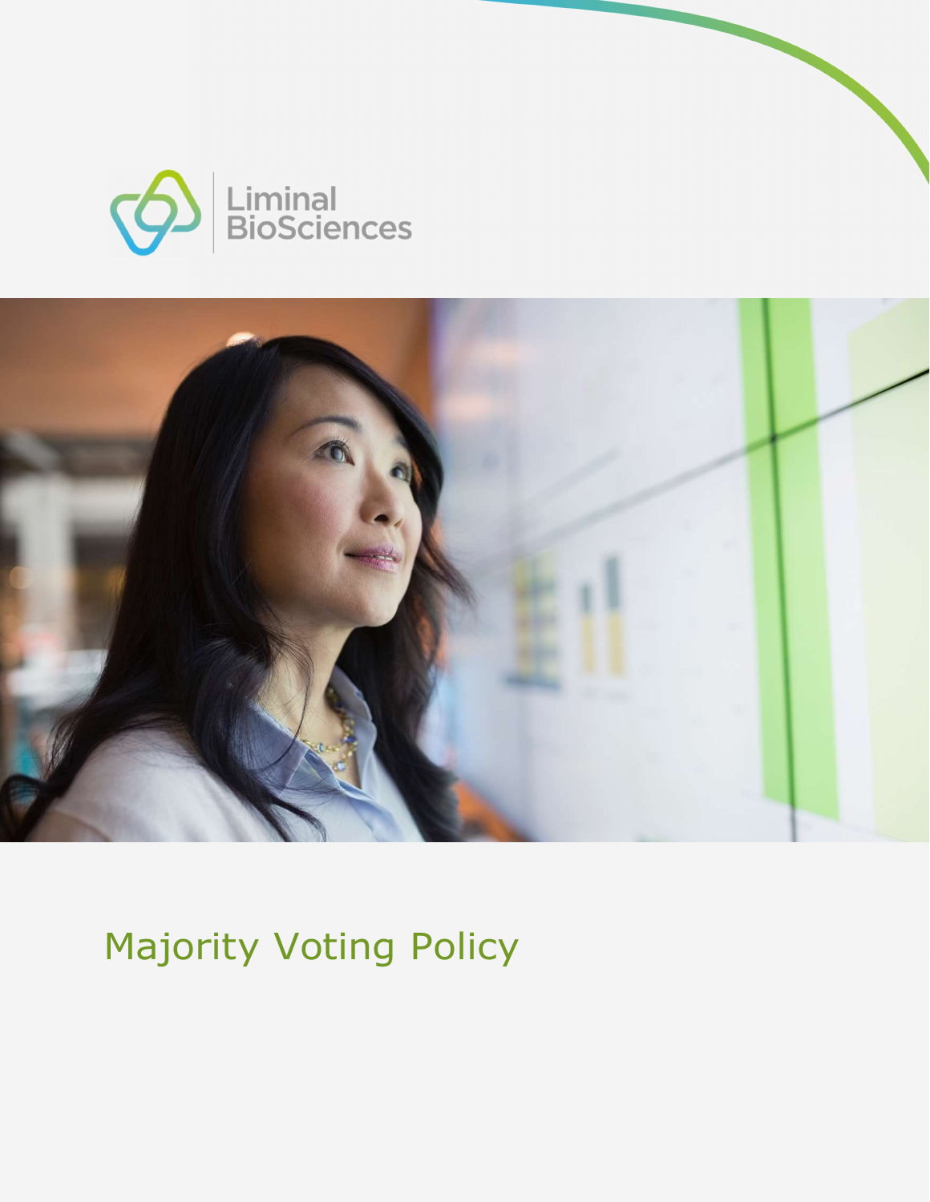Liminal BioSciences

# Majority Voting Policy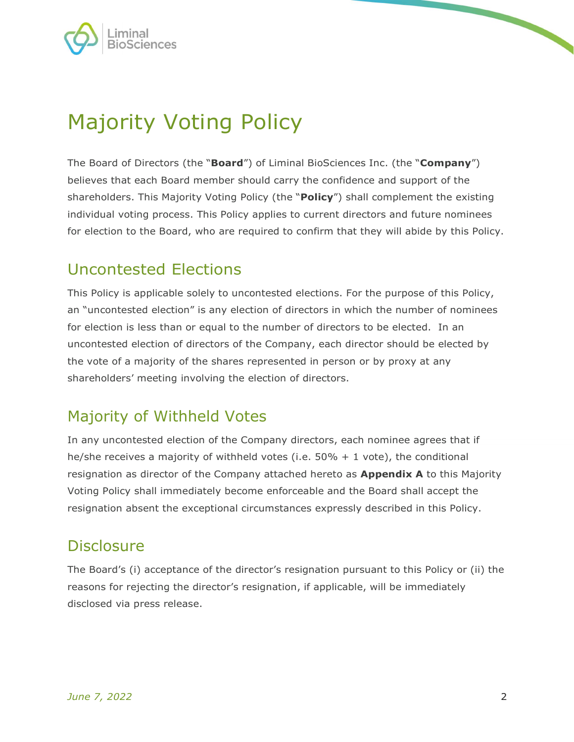# Majority Voting Policy

The Board of Directors (the "**Board**") of Liminal BioSciences Inc. (the "**Company**") believes that each Board member should carry the confidence and support of the shareholders. This Majority Voting Policy (the "**Policy**") shall complement the existing individual voting process. This Policy applies to current directors and future nominees for election to the Board, who are required to confirm that they will abide by this Policy.

## Uncontested Elections

This Policy is applicable solely to uncontested elections. For the purpose of this Policy, an "uncontested election" is any election of directors in which the number of nominees for election is less than or equal to the number of directors to be elected. In an uncontested election of directors of the Company, each director should be elected by the vote of a majority of the shares represented in person or by proxy at any shareholders' meeting involving the election of directors.

## Majority of Withheld Votes

In any uncontested election of the Company directors, each nominee agrees that if he/she receives a majority of withheld votes (i.e. 50% + 1 vote), the conditional resignation as director of the Company attached hereto as **Appendix A** to this Majority Voting Policy shall immediately become enforceable and the Board shall accept the resignation absent the exceptional circumstances expressly described in this Policy.

## Disclosure

The Board's (i) acceptance of the director's resignation pursuant to this Policy or (ii) the reasons for rejecting the director's resignation, if applicable, will be immediately disclosed via press release.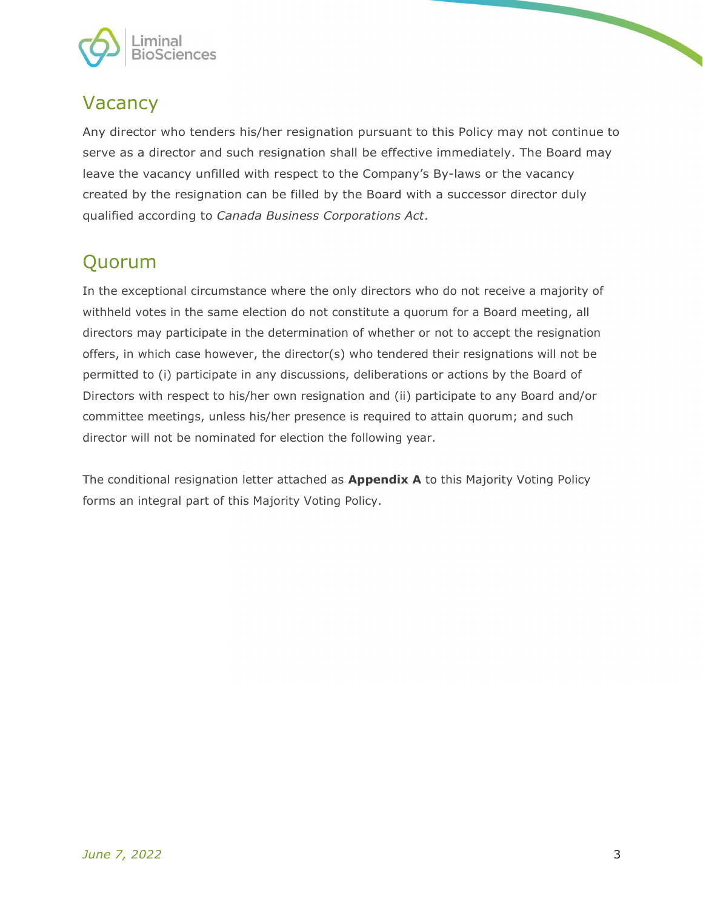## Vacancy

Any director who tenders his/her resignation pursuant to this Policy may not continue to serve as a director and such resignation shall be effective immediately. The Board may leave the vacancy unfilled with respect to the Company's By-laws or the vacancy created by the resignation can be filled by the Board with a successor director duly qualified according to *Canada Business Corporations Act*.

## Quorum

In the exceptional circumstance where the only directors who do not receive a majority of withheld votes in the same election do not constitute a quorum for a Board meeting, all directors may participate in the determination of whether or not to accept the resignation offers, in which case however, the director(s) who tendered their resignations will not be permitted to (i) participate in any discussions, deliberations or actions by the Board of Directors with respect to his/her own resignation and (ii) participate to any Board and/or committee meetings, unless his/her presence is required to attain quorum; and such director will not be nominated for election the following year.

The conditional resignation letter attached as **Appendix A** to this Majority Voting Policy forms an integral part of this Majority Voting Policy.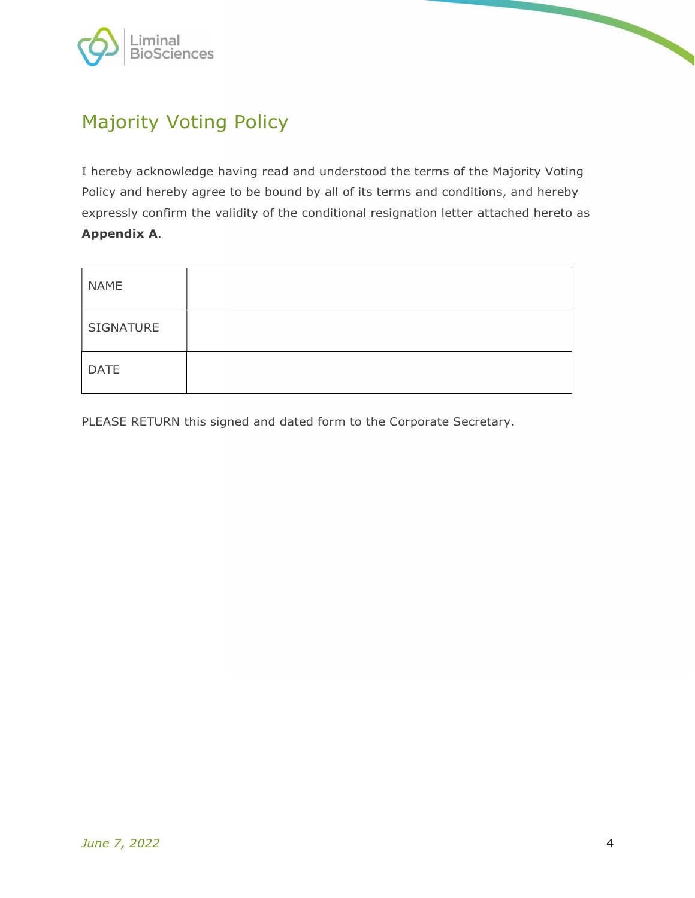# Majority Voting Policy

I hereby acknowledge having read and understood the terms of the Majority Voting Policy and hereby agree to be bound by all of its terms and conditions, and hereby expressly confirm the validity of the conditional resignation letter attached hereto as **Appendix A**.

| NAME | |
|---|---|
| SIGNATURE | |
| DATE | |

PLEASE RETURN this signed and dated form to the Corporate Secretary.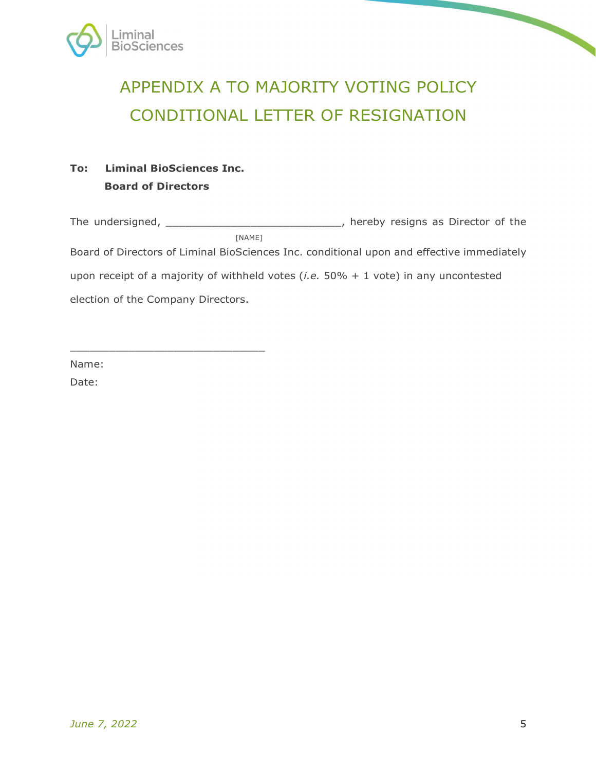# APPENDIX A TO MAJORITY VOTING POLICY
# CONDITIONAL LETTER OF RESIGNATION

**To: Liminal BioSciences Inc.**
**Board of Directors**

The undersigned, ____________________________, hereby resigns as Director of the
[NAME]
Board of Directors of Liminal BioSciences Inc. conditional upon and effective immediately upon receipt of a majority of withheld votes (*i.e.* 50% + 1 vote) in any uncontested election of the Company Directors.

______________________________
Name:
Date:

*June 7, 2022*